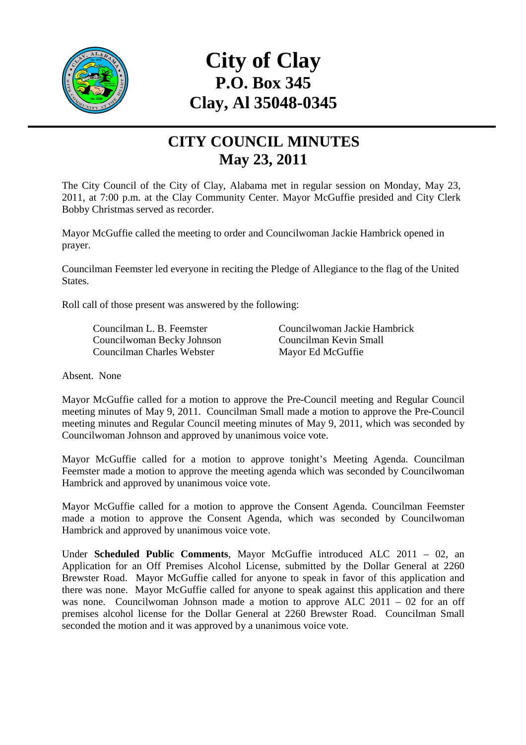# City of Clay
## P.O. Box 345
## Clay, Al 35048-0345

## CITY COUNCIL MINUTES
## May 23, 2011

The City Council of the City of Clay, Alabama met in regular session on Monday, May 23, 2011, at 7:00 p.m. at the Clay Community Center. Mayor McGuffie presided and City Clerk Bobby Christmas served as recorder.

Mayor McGuffie called the meeting to order and Councilwoman Jackie Hambrick opened in prayer.

Councilman Feemster led everyone in reciting the Pledge of Allegiance to the flag of the United States.

Roll call of those present was answered by the following:

| | |
|---|---|
| Councilman L. B. Feemster | Councilwoman Jackie Hambrick |
| Councilwoman Becky Johnson | Councilman Kevin Small |
| Councilman Charles Webster | Mayor Ed McGuffie |

Absent. None

Mayor McGuffie called for a motion to approve the Pre-Council meeting and Regular Council meeting minutes of May 9, 2011. Councilman Small made a motion to approve the Pre-Council meeting minutes and Regular Council meeting minutes of May 9, 2011, which was seconded by Councilwoman Johnson and approved by unanimous voice vote.

Mayor McGuffie called for a motion to approve tonight's Meeting Agenda. Councilman Feemster made a motion to approve the meeting agenda which was seconded by Councilwoman Hambrick and approved by unanimous voice vote.

Mayor McGuffie called for a motion to approve the Consent Agenda. Councilman Feemster made a motion to approve the Consent Agenda, which was seconded by Councilwoman Hambrick and approved by unanimous voice vote.

Under **Scheduled Public Comments**, Mayor McGuffie introduced ALC 2011 – 02, an Application for an Off Premises Alcohol License, submitted by the Dollar General at 2260 Brewster Road. Mayor McGuffie called for anyone to speak in favor of this application and there was none. Mayor McGuffie called for anyone to speak against this application and there was none. Councilwoman Johnson made a motion to approve ALC 2011 – 02 for an off premises alcohol license for the Dollar General at 2260 Brewster Road. Councilman Small seconded the motion and it was approved by a unanimous voice vote.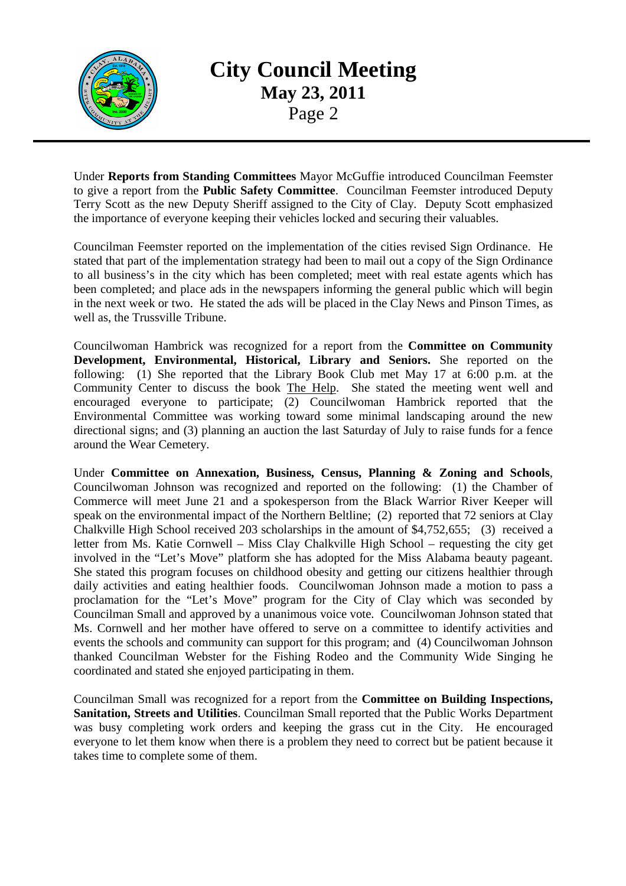Under **Reports from Standing Committees** Mayor McGuffie introduced Councilman Feemster to give a report from the **Public Safety Committee**. Councilman Feemster introduced Deputy Terry Scott as the new Deputy Sheriff assigned to the City of Clay. Deputy Scott emphasized the importance of everyone keeping their vehicles locked and securing their valuables.

Councilman Feemster reported on the implementation of the cities revised Sign Ordinance. He stated that part of the implementation strategy had been to mail out a copy of the Sign Ordinance to all business's in the city which has been completed; meet with real estate agents which has been completed; and place ads in the newspapers informing the general public which will begin in the next week or two. He stated the ads will be placed in the Clay News and Pinson Times, as well as, the Trussville Tribune.

Councilwoman Hambrick was recognized for a report from the **Committee on Community Development, Environmental, Historical, Library and Seniors.** She reported on the following: (1) She reported that the Library Book Club met May 17 at 6:00 p.m. at the Community Center to discuss the book The Help. She stated the meeting went well and encouraged everyone to participate; (2) Councilwoman Hambrick reported that the Environmental Committee was working toward some minimal landscaping around the new directional signs; and (3) planning an auction the last Saturday of July to raise funds for a fence around the Wear Cemetery.

Under **Committee on Annexation, Business, Census, Planning & Zoning and Schools**, Councilwoman Johnson was recognized and reported on the following: (1) the Chamber of Commerce will meet June 21 and a spokesperson from the Black Warrior River Keeper will speak on the environmental impact of the Northern Beltline; (2) reported that 72 seniors at Clay Chalkville High School received 203 scholarships in the amount of $4,752,655; (3) received a letter from Ms. Katie Cornwell – Miss Clay Chalkville High School – requesting the city get involved in the "Let's Move" platform she has adopted for the Miss Alabama beauty pageant. She stated this program focuses on childhood obesity and getting our citizens healthier through daily activities and eating healthier foods. Councilwoman Johnson made a motion to pass a proclamation for the "Let's Move" program for the City of Clay which was seconded by Councilman Small and approved by a unanimous voice vote. Councilwoman Johnson stated that Ms. Cornwell and her mother have offered to serve on a committee to identify activities and events the schools and community can support for this program; and (4) Councilwoman Johnson thanked Councilman Webster for the Fishing Rodeo and the Community Wide Singing he coordinated and stated she enjoyed participating in them.

Councilman Small was recognized for a report from the **Committee on Building Inspections, Sanitation, Streets and Utilities**. Councilman Small reported that the Public Works Department was busy completing work orders and keeping the grass cut in the City. He encouraged everyone to let them know when there is a problem they need to correct but be patient because it takes time to complete some of them.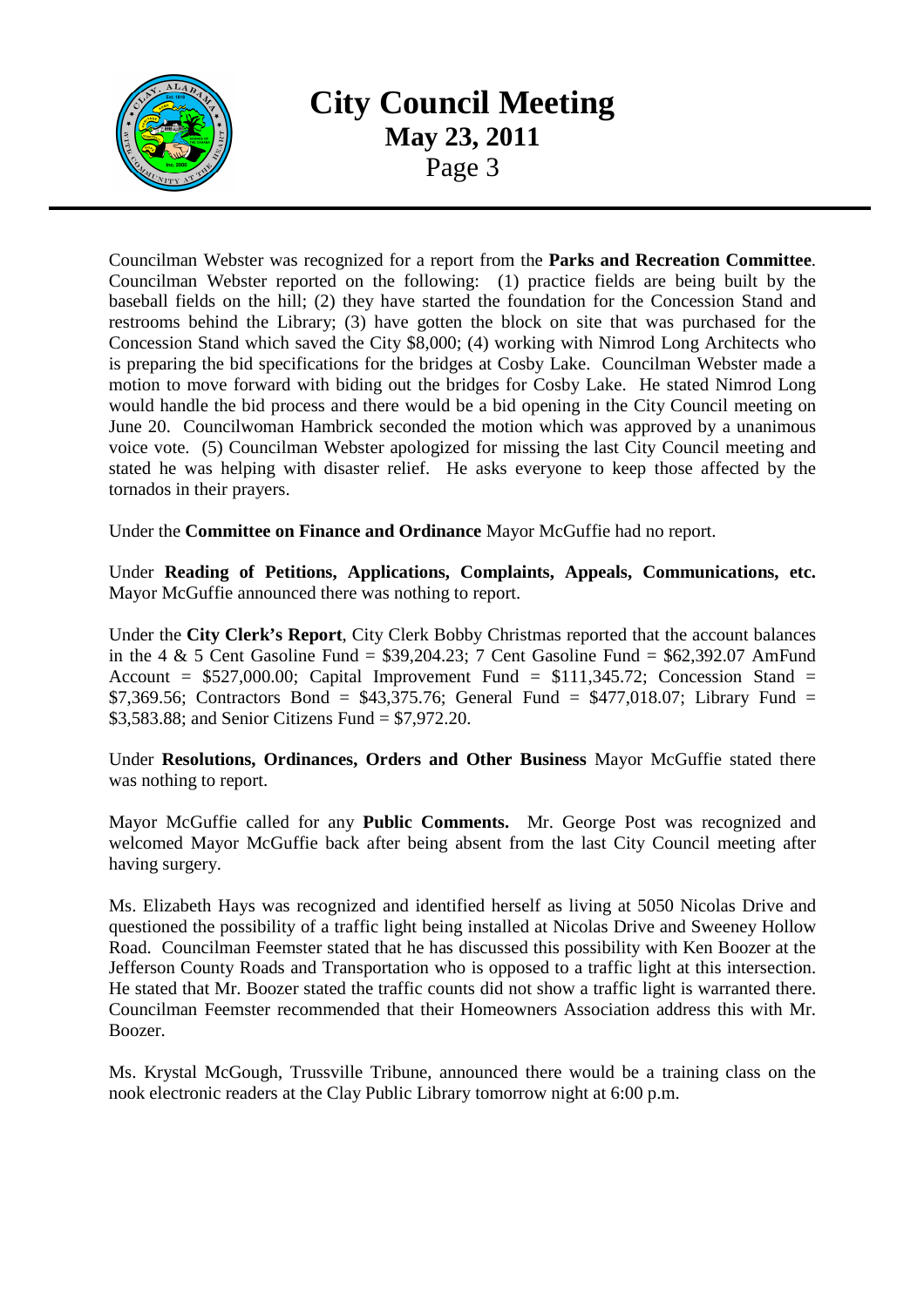Councilman Webster was recognized for a report from the **Parks and Recreation Committee**. Councilman Webster reported on the following: (1) practice fields are being built by the baseball fields on the hill; (2) they have started the foundation for the Concession Stand and restrooms behind the Library; (3) have gotten the block on site that was purchased for the Concession Stand which saved the City $8,000; (4) working with Nimrod Long Architects who is preparing the bid specifications for the bridges at Cosby Lake. Councilman Webster made a motion to move forward with biding out the bridges for Cosby Lake. He stated Nimrod Long would handle the bid process and there would be a bid opening in the City Council meeting on June 20. Councilwoman Hambrick seconded the motion which was approved by a unanimous voice vote. (5) Councilman Webster apologized for missing the last City Council meeting and stated he was helping with disaster relief. He asks everyone to keep those affected by the tornados in their prayers.

Under the **Committee on Finance and Ordinance** Mayor McGuffie had no report.

Under **Reading of Petitions, Applications, Complaints, Appeals, Communications, etc.** Mayor McGuffie announced there was nothing to report.

Under the **City Clerk's Report**, City Clerk Bobby Christmas reported that the account balances in the 4 & 5 Cent Gasoline Fund = $39,204.23; 7 Cent Gasoline Fund = $62,392.07 AmFund Account = $527,000.00; Capital Improvement Fund = $111,345.72; Concession Stand = $7,369.56; Contractors Bond = $43,375.76; General Fund = $477,018.07; Library Fund = $3,583.88; and Senior Citizens Fund = $7,972.20.

Under **Resolutions, Ordinances, Orders and Other Business** Mayor McGuffie stated there was nothing to report.

Mayor McGuffie called for any **Public Comments.** Mr. George Post was recognized and welcomed Mayor McGuffie back after being absent from the last City Council meeting after having surgery.

Ms. Elizabeth Hays was recognized and identified herself as living at 5050 Nicolas Drive and questioned the possibility of a traffic light being installed at Nicolas Drive and Sweeney Hollow Road. Councilman Feemster stated that he has discussed this possibility with Ken Boozer at the Jefferson County Roads and Transportation who is opposed to a traffic light at this intersection. He stated that Mr. Boozer stated the traffic counts did not show a traffic light is warranted there. Councilman Feemster recommended that their Homeowners Association address this with Mr. Boozer.

Ms. Krystal McGough, Trussville Tribune, announced there would be a training class on the nook electronic readers at the Clay Public Library tomorrow night at 6:00 p.m.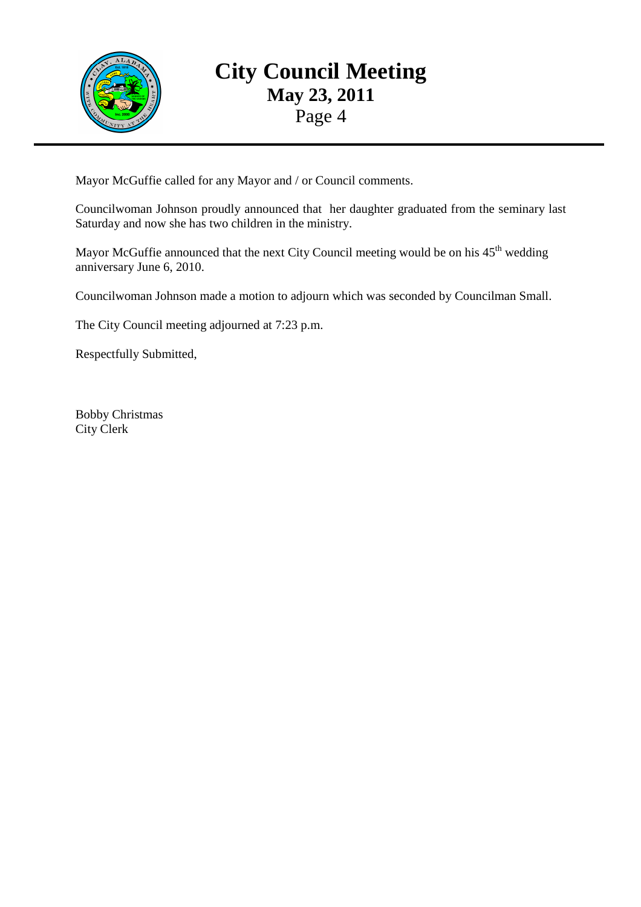Mayor McGuffie called for any Mayor and / or Council comments.

Councilwoman Johnson proudly announced that her daughter graduated from the seminary last Saturday and now she has two children in the ministry.

Mayor McGuffie announced that the next City Council meeting would be on his 45th wedding anniversary June 6, 2010.

Councilwoman Johnson made a motion to adjourn which was seconded by Councilman Small.

The City Council meeting adjourned at 7:23 p.m.

Respectfully Submitted,

Bobby Christmas
City Clerk